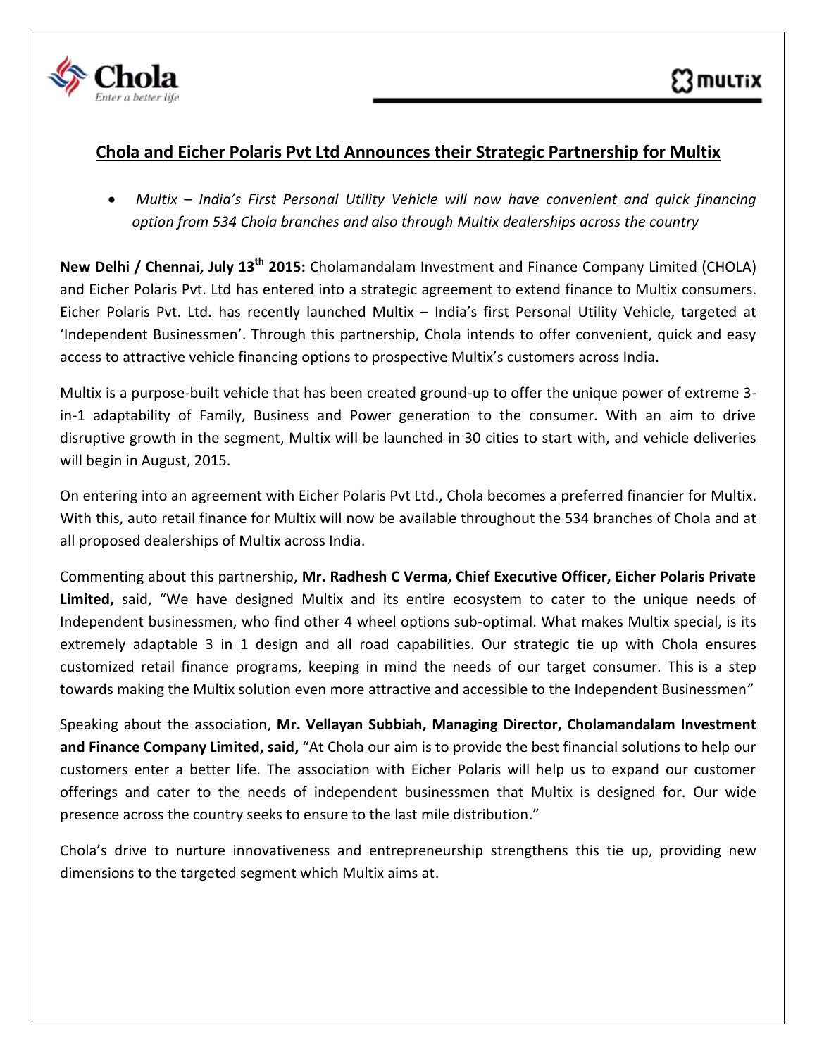Chola
*Enter a better life*

MULTIX

## Chola and Eicher Polaris Pvt Ltd Announces their Strategic Partnership for Multix

- *Multix – India's First Personal Utility Vehicle will now have convenient and quick financing option from 534 Chola branches and also through Multix dealerships across the country*

**New Delhi / Chennai, July 13th 2015:** Cholamandalam Investment and Finance Company Limited (CHOLA) and Eicher Polaris Pvt. Ltd has entered into a strategic agreement to extend finance to Multix consumers. Eicher Polaris Pvt. Ltd**.** has recently launched Multix – India's first Personal Utility Vehicle, targeted at 'Independent Businessmen'. Through this partnership, Chola intends to offer convenient, quick and easy access to attractive vehicle financing options to prospective Multix's customers across India.

Multix is a purpose-built vehicle that has been created ground-up to offer the unique power of extreme 3-in-1 adaptability of Family, Business and Power generation to the consumer. With an aim to drive disruptive growth in the segment, Multix will be launched in 30 cities to start with, and vehicle deliveries will begin in August, 2015.

On entering into an agreement with Eicher Polaris Pvt Ltd., Chola becomes a preferred financier for Multix. With this, auto retail finance for Multix will now be available throughout the 534 branches of Chola and at all proposed dealerships of Multix across India.

Commenting about this partnership, **Mr. Radhesh C Verma, Chief Executive Officer, Eicher Polaris Private Limited,** said, "We have designed Multix and its entire ecosystem to cater to the unique needs of Independent businessmen, who find other 4 wheel options sub-optimal. What makes Multix special, is its extremely adaptable 3 in 1 design and all road capabilities. Our strategic tie up with Chola ensures customized retail finance programs, keeping in mind the needs of our target consumer. This is a step towards making the Multix solution even more attractive and accessible to the Independent Businessmen"

Speaking about the association, **Mr. Vellayan Subbiah, Managing Director, Cholamandalam Investment and Finance Company Limited, said,** "At Chola our aim is to provide the best financial solutions to help our customers enter a better life. The association with Eicher Polaris will help us to expand our customer offerings and cater to the needs of independent businessmen that Multix is designed for. Our wide presence across the country seeks to ensure to the last mile distribution."

Chola's drive to nurture innovativeness and entrepreneurship strengthens this tie up, providing new dimensions to the targeted segment which Multix aims at.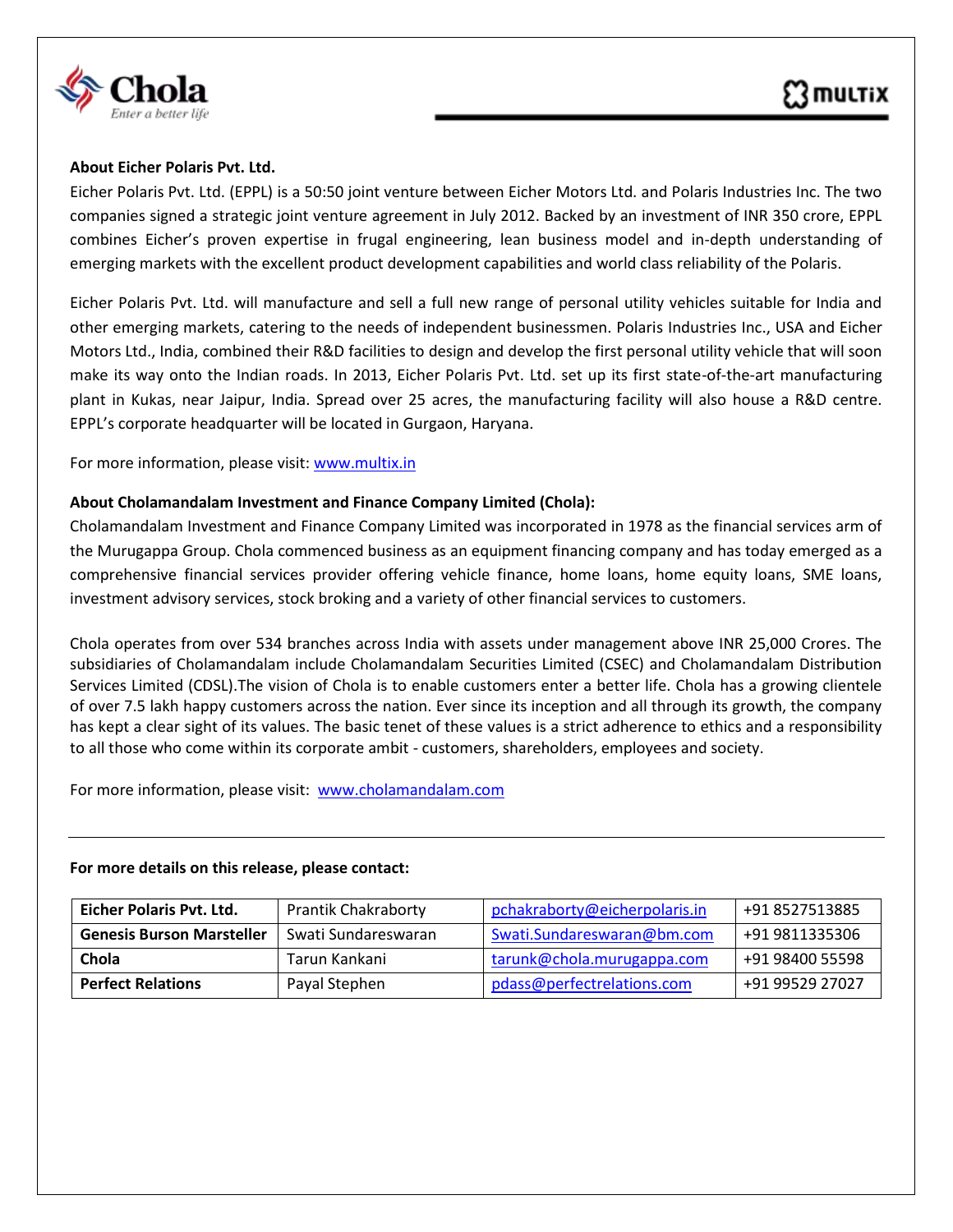**About Eicher Polaris Pvt. Ltd.**

Eicher Polaris Pvt. Ltd. (EPPL) is a 50:50 joint venture between Eicher Motors Ltd. and Polaris Industries Inc. The two companies signed a strategic joint venture agreement in July 2012. Backed by an investment of INR 350 crore, EPPL combines Eicher's proven expertise in frugal engineering, lean business model and in-depth understanding of emerging markets with the excellent product development capabilities and world class reliability of the Polaris.

Eicher Polaris Pvt. Ltd. will manufacture and sell a full new range of personal utility vehicles suitable for India and other emerging markets, catering to the needs of independent businessmen. Polaris Industries Inc., USA and Eicher Motors Ltd., India, combined their R&D facilities to design and develop the first personal utility vehicle that will soon make its way onto the Indian roads. In 2013, Eicher Polaris Pvt. Ltd. set up its first state-of-the-art manufacturing plant in Kukas, near Jaipur, India. Spread over 25 acres, the manufacturing facility will also house a R&D centre. EPPL's corporate headquarter will be located in Gurgaon, Haryana.

For more information, please visit: www.multix.in

**About Cholamandalam Investment and Finance Company Limited (Chola):**

Cholamandalam Investment and Finance Company Limited was incorporated in 1978 as the financial services arm of the Murugappa Group. Chola commenced business as an equipment financing company and has today emerged as a comprehensive financial services provider offering vehicle finance, home loans, home equity loans, SME loans, investment advisory services, stock broking and a variety of other financial services to customers.

Chola operates from over 534 branches across India with assets under management above INR 25,000 Crores. The subsidiaries of Cholamandalam include Cholamandalam Securities Limited (CSEC) and Cholamandalam Distribution Services Limited (CDSL).The vision of Chola is to enable customers enter a better life. Chola has a growing clientele of over 7.5 lakh happy customers across the nation. Ever since its inception and all through its growth, the company has kept a clear sight of its values. The basic tenet of these values is a strict adherence to ethics and a responsibility to all those who come within its corporate ambit - customers, shareholders, employees and society.

For more information, please visit: www.cholamandalam.com

---

**For more details on this release, please contact:**

| | | | |
|---|---|---|---|
| **Eicher Polaris Pvt. Ltd.** | Prantik Chakraborty | pchakraborty@eicherpolaris.in | +91 8527513885 |
| **Genesis Burson Marsteller** | Swati Sundareswaran | Swati.Sundareswaran@bm.com | +91 9811335306 |
| **Chola** | Tarun Kankani | tarunk@chola.murugappa.com | +91 98400 55598 |
| **Perfect Relations** | Payal Stephen | pdass@perfectrelations.com | +91 99529 27027 |